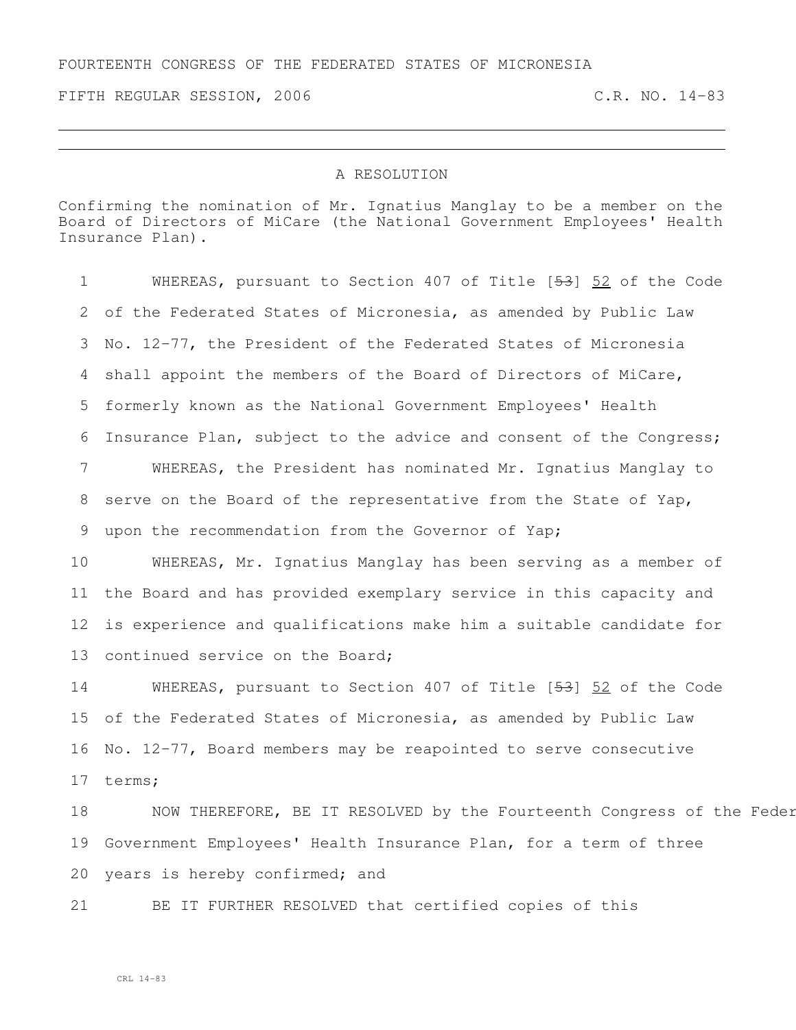FOURTEENTH CONGRESS OF THE FEDERATED STATES OF MICRONESIA

FIFTH REGULAR SESSION, 2006 C.R. NO. 14-83

# A RESOLUTION

Confirming the nomination of Mr. Ignatius Manglay to be a member on the Board of Directors of MiCare (the National Government Employees' Health Insurance Plan).

1 WHEREAS, pursuant to Section 407 of Title [~~53~~] 52 of the Code
2 of the Federated States of Micronesia, as amended by Public Law
3 No. 12-77, the President of the Federated States of Micronesia
4 shall appoint the members of the Board of Directors of MiCare,
5 formerly known as the National Government Employees' Health
6 Insurance Plan, subject to the advice and consent of the Congress;
7 WHEREAS, the President has nominated Mr. Ignatius Manglay to
8 serve on the Board of the representative from the State of Yap,
9 upon the recommendation from the Governor of Yap;
10 WHEREAS, Mr. Ignatius Manglay has been serving as a member of
11 the Board and has provided exemplary service in this capacity and
12 is experience and qualifications make him a suitable candidate for
13 continued service on the Board;
14 WHEREAS, pursuant to Section 407 of Title [~~53~~] 52 of the Code
15 of the Federated States of Micronesia, as amended by Public Law
16 No. 12-77, Board members may be reapointed to serve consecutive
17 terms;
18 NOW THEREFORE, BE IT RESOLVED by the Fourteenth Congress of the Feder
19 Government Employees' Health Insurance Plan, for a term of three
20 years is hereby confirmed; and
21 BE IT FURTHER RESOLVED that certified copies of this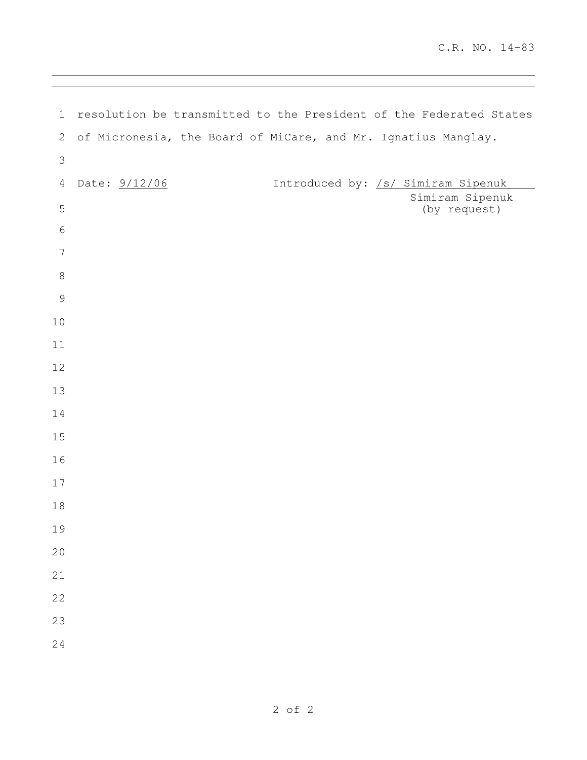resolution be transmitted to the President of the Federated States of Micronesia, the Board of MiCare, and Mr. Ignatius Manglay.

Date: 9/12/06

Introduced by: /s/ Simiram Sipenuk

Simiram Sipenuk
(by request)